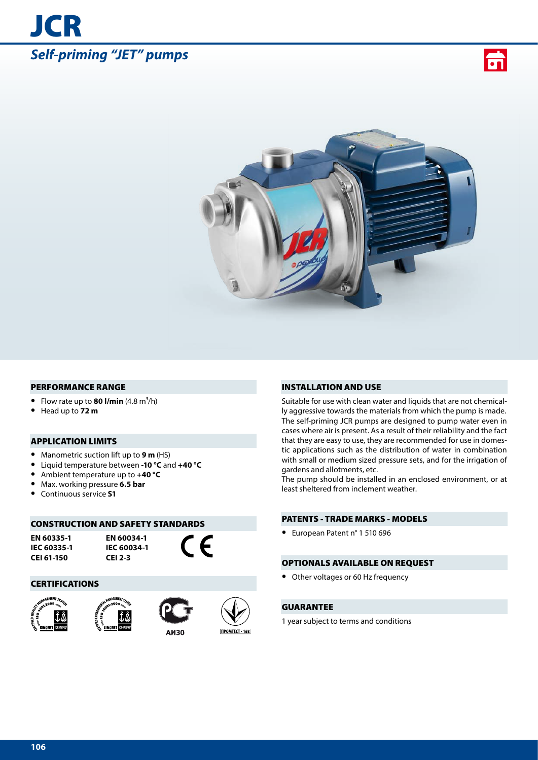# JCR

## *Self-priming "JET" pumps*

### PERFORMANCE RANGE

- Flow rate up to **80 l/min** (4.8 $m^3$/h)
- Head up to **72 m**

### APPLICATION LIMITS

- Manometric suction lift up to **9 m** (HS)
- Liquid temperature between **-10 °C** and **+40 °C**
- Ambient temperature up to **+40 °C**
- Max. working pressure **6.5 bar**
- Continuous service **S1**

### CONSTRUCTION AND SAFETY STANDARDS

| | |
|---|---|
| **EN 60335-1** | **EN 60034-1** |
| **IEC 60335-1** | **IEC 60034-1** |
| **CEI 61-150** | **CEI 2-3** |

CE

### CERTIFICATIONS

АИ30

ПРОМТЕСТ - 168

### INSTALLATION AND USE

Suitable for use with clean water and liquids that are not chemically aggressive towards the materials from which the pump is made. The self-priming JCR pumps are designed to pump water even in cases where air is present. As a result of their reliability and the fact that they are easy to use, they are recommended for use in domestic applications such as the distribution of water in combination with small or medium sized pressure sets, and for the irrigation of gardens and allotments, etc.

The pump should be installed in an enclosed environment, or at least sheltered from inclement weather.

### PATENTS - TRADE MARKS - MODELS

- European Patent n° 1 510 696

### OPTIONALS AVAILABLE ON REQUEST

- Other voltages or 60 Hz frequency

### GUARANTEE

1 year subject to terms and conditions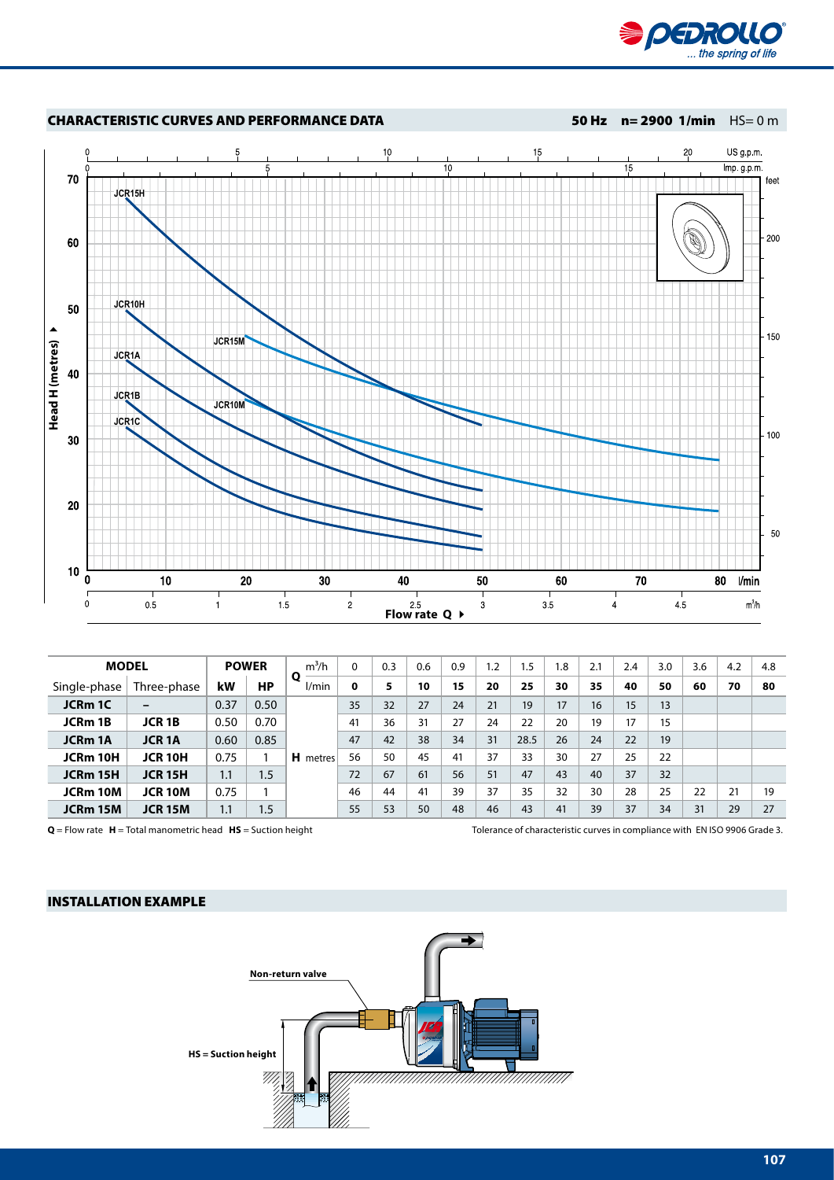## CHARACTERISTIC CURVES AND PERFORMANCE DATA

**50 Hz n= 2900 1/min** HS= 0 m

| MODEL | | POWER | | Q | m³/h | 0 | 0.3 | 0.6 | 0.9 | 1.2 | 1.5 | 1.8 | 2.1 | 2.4 | 3.0 | 3.6 | 4.2 | 4.8 |
|---|---|---|---|---|---|---|---|---|---|---|---|---|---|---|---|---|---|---|
| Single-phase | Three-phase | kW | HP | | l/min | **0** | **5** | **10** | **15** | **20** | **25** | **30** | **35** | **40** | **50** | **60** | **70** | **80** |
| **JCRm 1C** | **–** | 0.37 | 0.50 | H | metres | 35 | 32 | 27 | 24 | 21 | 19 | 17 | 16 | 15 | 13 | | | |
| **JCRm 1B** | **JCR 1B** | 0.50 | 0.70 | | | 41 | 36 | 31 | 27 | 24 | 22 | 20 | 19 | 17 | 15 | | | |
| **JCRm 1A** | **JCR 1A** | 0.60 | 0.85 | | | 47 | 42 | 38 | 34 | 31 | 28.5 | 26 | 24 | 22 | 19 | | | |
| **JCRm 10H** | **JCR 10H** | 0.75 | 1 | | | 56 | 50 | 45 | 41 | 37 | 33 | 30 | 27 | 25 | 22 | | | |
| **JCRm 15H** | **JCR 15H** | 1.1 | 1.5 | | | 72 | 67 | 61 | 56 | 51 | 47 | 43 | 40 | 37 | 32 | | | |
| **JCRm 10M** | **JCR 10M** | 0.75 | 1 | | | 46 | 44 | 41 | 39 | 37 | 35 | 32 | 30 | 28 | 25 | 22 | 21 | 19 |
| **JCRm 15M** | **JCR 15M** | 1.1 | 1.5 | | | 55 | 53 | 50 | 48 | 46 | 43 | 41 | 39 | 37 | 34 | 31 | 29 | 27 |

**Q** = Flow rate **H** = Total manometric head **HS** = Suction height

Tolerance of characteristic curves in compliance with EN ISO 9906 Grade 3.

## INSTALLATION EXAMPLE

Non-return valve

HS = Suction height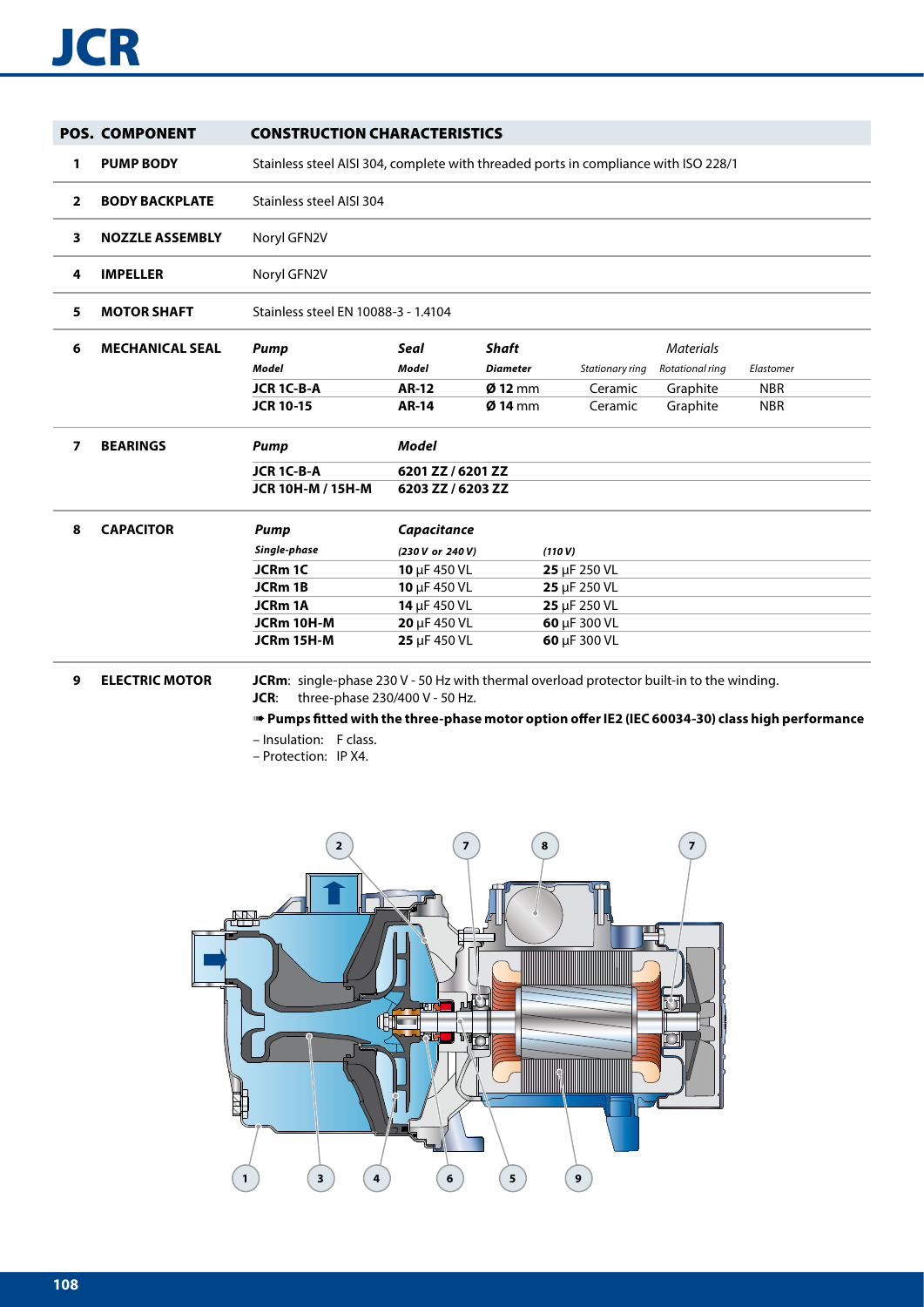# JCR

| POS. | COMPONENT | CONSTRUCTION CHARACTERISTICS |
|---|---|---|
| 1 | **PUMP BODY** | Stainless steel AISI 304, complete with threaded ports in compliance with ISO 228/1 |
| 2 | **BODY BACKPLATE** | Stainless steel AISI 304 |
| 3 | **NOZZLE ASSEMBLY** | Noryl GFN2V |
| 4 | **IMPELLER** | Noryl GFN2V |
| 5 | **MOTOR SHAFT** | Stainless steel EN 10088-3 - 1.4104 |

**6 MECHANICAL SEAL**

| *Pump* | *Seal* | *Shaft* | *Materials* | | |
|---|---|---|---|---|---|
| ***Model*** | ***Model*** | ***Diameter*** | *Stationary ring* | *Rotational ring* | *Elastomer* |
| **JCR 1C-B-A** | **AR-12** | **Ø 12** mm | Ceramic | Graphite | NBR |
| **JCR 10-15** | **AR-14** | **Ø 14** mm | Ceramic | Graphite | NBR |

**7 BEARINGS**

| *Pump* | *Model* |
|---|---|
| **JCR 1C-B-A** | **6201 ZZ / 6201 ZZ** |
| **JCR 10H-M / 15H-M** | **6203 ZZ / 6203 ZZ** |

**8 CAPACITOR**

| *Pump* | *Capacitance* | |
|---|---|---|
| ***Single-phase*** | ***(230 V or 240 V)*** | ***(110 V)*** |
| **JCRm 1C** | **10** µF 450 VL | **25** µF 250 VL |
| **JCRm 1B** | **10** µF 450 VL | **25** µF 250 VL |
| **JCRm 1A** | **14** µF 450 VL | **25** µF 250 VL |
| **JCRm 10H-M** | **20** µF 450 VL | **60** µF 300 VL |
| **JCRm 15H-M** | **25** µF 450 VL | **60** µF 300 VL |

**9 ELECTRIC MOTOR**

**JCRm**: single-phase 230 V - 50 Hz with thermal overload protector built-in to the winding.
**JCR**: three-phase 230/400 V - 50 Hz.

➠ **Pumps fitted with the three-phase motor option offer IE2 (IEC 60034-30) class high performance**

– Insulation: F class.
– Protection: IP X4.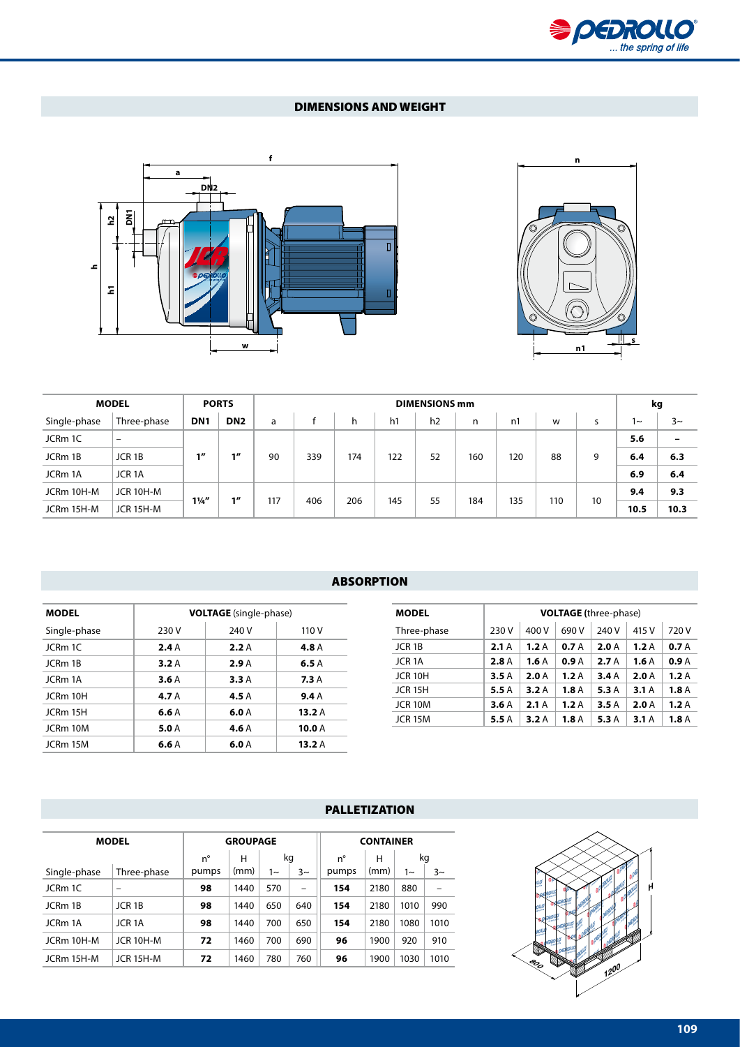## DIMENSIONS AND WEIGHT

| MODEL | | PORTS | | DIMENSIONS mm | | | | | | | | | kg | |
|---|---|---|---|---|---|---|---|---|---|---|---|---|---|---|
| Single-phase | Three-phase | DN1 | DN2 | a | f | h | h1 | h2 | n | n1 | w | s | 1~ | 3~ |
| JCRm 1C | – | 1" | 1" | 90 | 339 | 174 | 122 | 52 | 160 | 120 | 88 | 9 | **5.6** | **–** |
| JCRm 1B | JCR 1B | | | | | | | | | | | | **6.4** | **6.3** |
| JCRm 1A | JCR 1A | | | | | | | | | | | | **6.9** | **6.4** |
| JCRm 10H-M | JCR 10H-M | 1¼" | 1" | 117 | 406 | 206 | 145 | 55 | 184 | 135 | 110 | 10 | **9.4** | **9.3** |
| JCRm 15H-M | JCR 15H-M | | | | | | | | | | | | **10.5** | **10.3** |

## ABSORPTION

| MODEL | VOLTAGE (single-phase) | | |
|---|---|---|---|
| Single-phase | 230 V | 240 V | 110 V |
| JCRm 1C | **2.4** A | **2.2** A | **4.8** A |
| JCRm 1B | **3.2** A | **2.9** A | **6.5** A |
| JCRm 1A | **3.6** A | **3.3** A | **7.3** A |
| JCRm 10H | **4.7** A | **4.5** A | **9.4** A |
| JCRm 15H | **6.6** A | **6.0** A | **13.2** A |
| JCRm 10M | **5.0** A | **4.6** A | **10.0** A |
| JCRm 15M | **6.6** A | **6.0** A | **13.2** A |

| MODEL | VOLTAGE (three-phase) | | | | | |
|---|---|---|---|---|---|---|
| Three-phase | 230 V | 400 V | 690 V | 240 V | 415 V | 720 V |
| JCR 1B | **2.1** A | **1.2** A | **0.7** A | **2.0** A | **1.2** A | **0.7** A |
| JCR 1A | **2.8** A | **1.6** A | **0.9** A | **2.7** A | **1.6** A | **0.9** A |
| JCR 10H | **3.5** A | **2.0** A | **1.2** A | **3.4** A | **2.0** A | **1.2** A |
| JCR 15H | **5.5** A | **3.2** A | **1.8** A | **5.3** A | **3.1** A | **1.8** A |
| JCR 10M | **3.6** A | **2.1** A | **1.2** A | **3.5** A | **2.0** A | **1.2** A |
| JCR 15M | **5.5** A | **3.2** A | **1.8** A | **5.3** A | **3.1** A | **1.8** A |

## PALLETIZATION

| MODEL | | GROUPAGE | | | | CONTAINER | | | |
|---|---|---|---|---|---|---|---|---|---|
| | | n° | H | kg | | n° | H | kg | |
| Single-phase | Three-phase | pumps | (mm) | 1~ | 3~ | pumps | (mm) | 1~ | 3~ |
| JCRm 1C | – | **98** | 1440 | 570 | – | **154** | 2180 | 880 | – |
| JCRm 1B | JCR 1B | **98** | 1440 | 650 | 640 | **154** | 2180 | 1010 | 990 |
| JCRm 1A | JCR 1A | **98** | 1440 | 700 | 650 | **154** | 2180 | 1080 | 1010 |
| JCRm 10H-M | JCR 10H-M | **72** | 1460 | 700 | 690 | **96** | 1900 | 920 | 910 |
| JCRm 15H-M | JCR 15H-M | **72** | 1460 | 780 | 760 | **96** | 1900 | 1030 | 1010 |